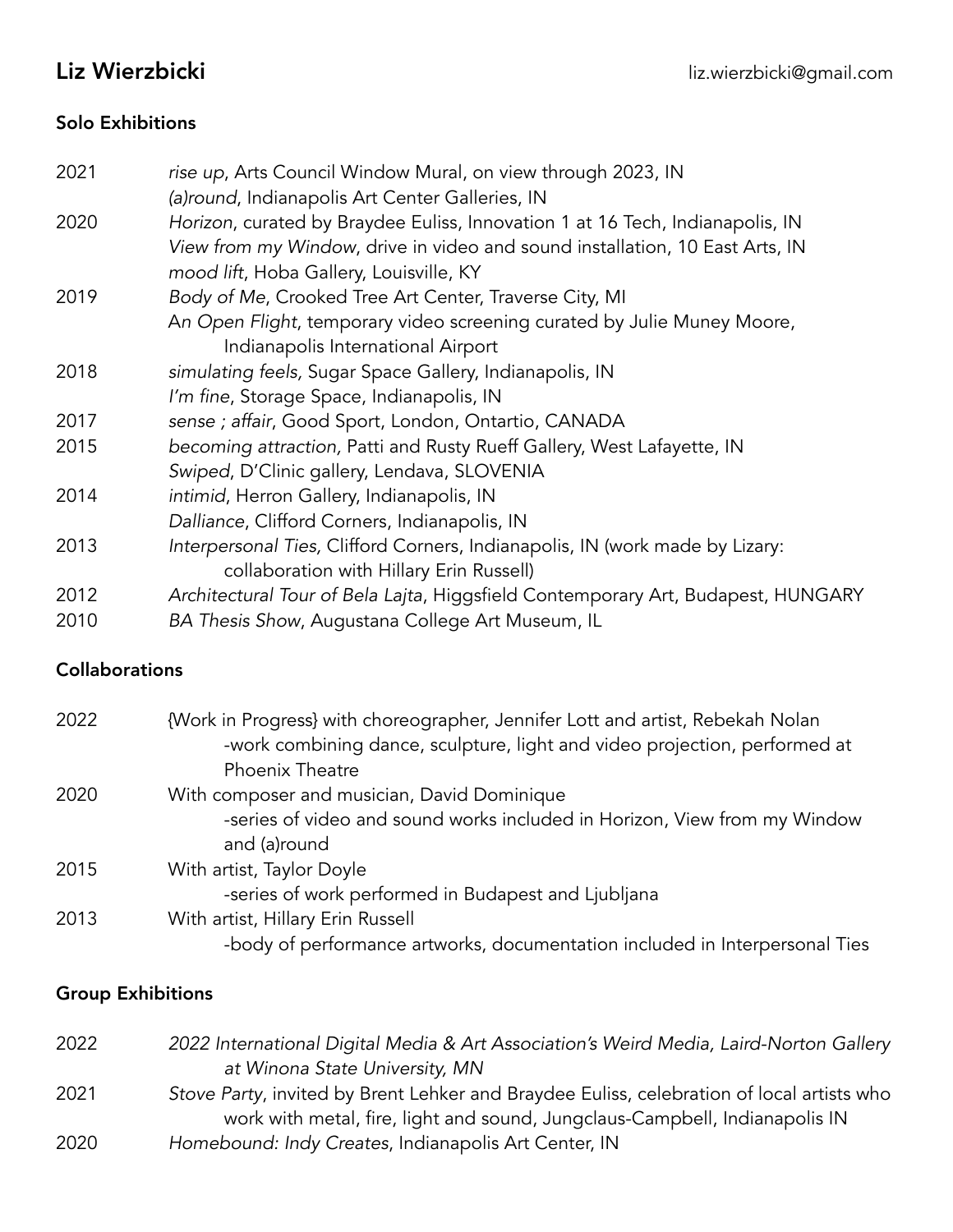# Liz Wierzbicki

liz.wierzbicki@gmail.com

## Solo Exhibitions

2021 *rise up*, Arts Council Window Mural, on view through 2023, IN
*(a)round*, Indianapolis Art Center Galleries, IN

2020 *Horizon*, curated by Braydee Euliss, Innovation 1 at 16 Tech, Indianapolis, IN
*View from my Window*, drive in video and sound installation, 10 East Arts, IN
*mood lift*, Hoba Gallery, Louisville, KY

2019 *Body of Me*, Crooked Tree Art Center, Traverse City, MI
A*n Open Flight*, temporary video screening curated by Julie Muney Moore, Indianapolis International Airport

2018 *simulating feels,* Sugar Space Gallery, Indianapolis, IN
*I'm fine*, Storage Space, Indianapolis, IN

2017 *sense ; affair*, Good Sport, London, Ontartio, CANADA

2015 *becoming attraction,* Patti and Rusty Rueff Gallery, West Lafayette, IN
*Swiped*, D'Clinic gallery, Lendava, SLOVENIA

2014 *intimid*, Herron Gallery, Indianapolis, IN
*Dalliance*, Clifford Corners, Indianapolis, IN

2013 *Interpersonal Ties,* Clifford Corners, Indianapolis, IN (work made by Lizary: collaboration with Hillary Erin Russell)

2012 *Architectural Tour of Bela Lajta*, Higgsfield Contemporary Art, Budapest, HUNGARY

2010 *BA Thesis Show*, Augustana College Art Museum, IL

## Collaborations

2022 {Work in Progress} with choreographer, Jennifer Lott and artist, Rebekah Nolan
-work combining dance, sculpture, light and video projection, performed at Phoenix Theatre

2020 With composer and musician, David Dominique
-series of video and sound works included in Horizon, View from my Window and (a)round

2015 With artist, Taylor Doyle
-series of work performed in Budapest and Ljubljana

2013 With artist, Hillary Erin Russell
-body of performance artworks, documentation included in Interpersonal Ties

## Group Exhibitions

2022 *2022 International Digital Media & Art Association's Weird Media, Laird-Norton Gallery at Winona State University, MN*

2021 *Stove Party*, invited by Brent Lehker and Braydee Euliss, celebration of local artists who work with metal, fire, light and sound, Jungclaus-Campbell, Indianapolis IN

2020 *Homebound: Indy Creates*, Indianapolis Art Center, IN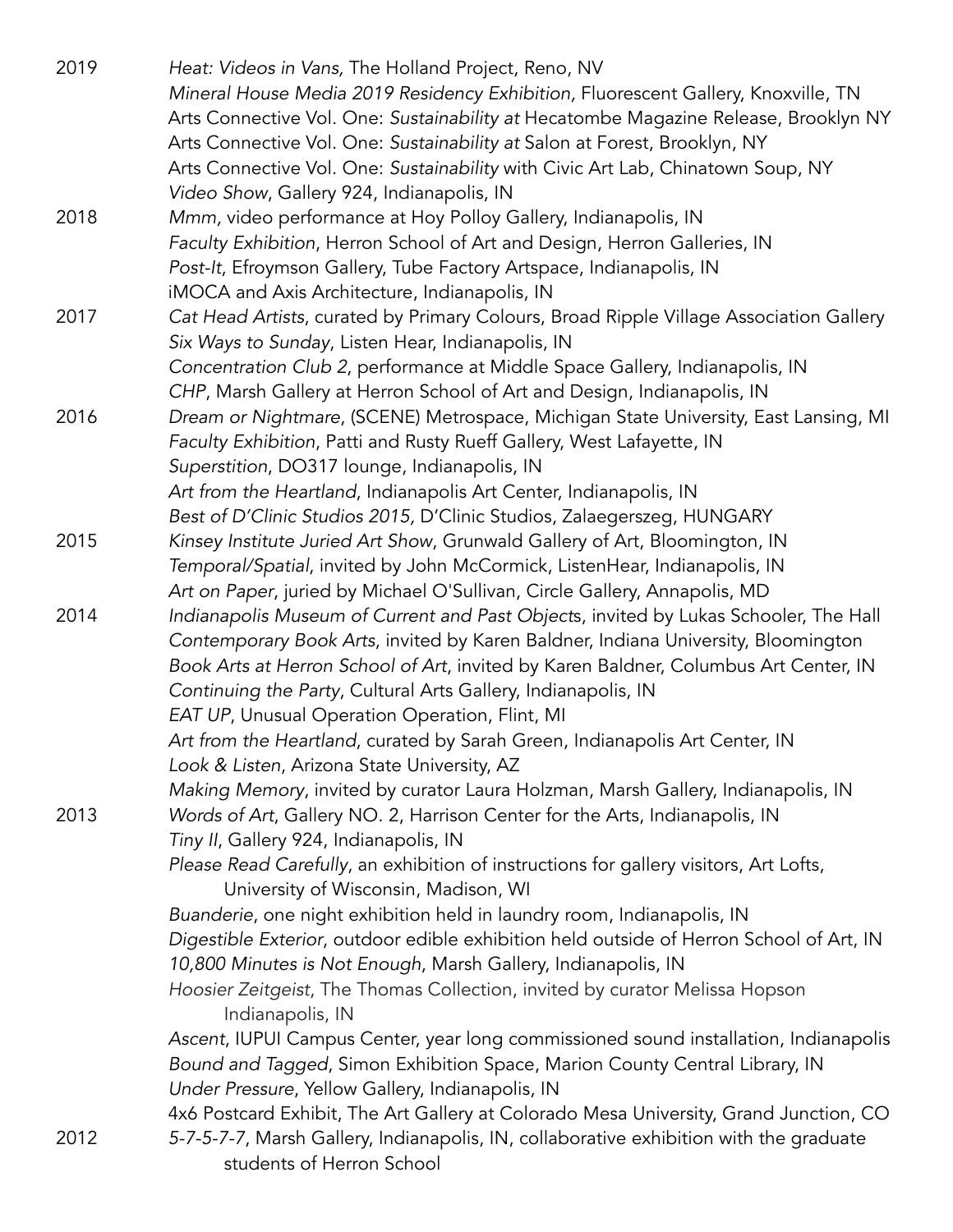2019 *Heat: Videos in Vans,* The Holland Project, Reno, NV
*Mineral House Media 2019 Residency Exhibition,* Fluorescent Gallery, Knoxville, TN
Arts Connective Vol. One: *Sustainability at* Hecatombe Magazine Release, Brooklyn NY
Arts Connective Vol. One: *Sustainability at* Salon at Forest, Brooklyn, NY
Arts Connective Vol. One: *Sustainability* with Civic Art Lab, Chinatown Soup, NY
*Video Show*, Gallery 924, Indianapolis, IN

2018 *Mmm,* video performance at Hoy Polloy Gallery, Indianapolis, IN
*Faculty Exhibition*, Herron School of Art and Design, Herron Galleries, IN
*Post-It*, Efroymson Gallery, Tube Factory Artspace, Indianapolis, IN
iMOCA and Axis Architecture, Indianapolis, IN

2017 *Cat Head Artists*, curated by Primary Colours, Broad Ripple Village Association Gallery
*Six Ways to Sunday*, Listen Hear, Indianapolis, IN
*Concentration Club 2*, performance at Middle Space Gallery, Indianapolis, IN
*CHP*, Marsh Gallery at Herron School of Art and Design, Indianapolis, IN

2016 *Dream or Nightmare*, (SCENE) Metrospace, Michigan State University, East Lansing, MI
*Faculty Exhibition*, Patti and Rusty Rueff Gallery, West Lafayette, IN
*Superstition*, DO317 lounge, Indianapolis, IN
*Art from the Heartland*, Indianapolis Art Center, Indianapolis, IN
*Best of D'Clinic Studios 2015,* D'Clinic Studios, Zalaegerszeg, HUNGARY

2015 *Kinsey Institute Juried Art Show*, Grunwald Gallery of Art, Bloomington, IN
*Temporal/Spatial*, invited by John McCormick, ListenHear, Indianapolis, IN
*Art on Paper*, juried by Michael O'Sullivan, Circle Gallery, Annapolis, MD

2014 *Indianapolis Museum of Current and Past Objects*, invited by Lukas Schooler, The Hall
*Contemporary Book Arts*, invited by Karen Baldner, Indiana University, Bloomington
*Book Arts at Herron School of Art*, invited by Karen Baldner, Columbus Art Center, IN
*Continuing the Party*, Cultural Arts Gallery, Indianapolis, IN
*EAT UP*, Unusual Operation Operation, Flint, MI
*Art from the Heartland*, curated by Sarah Green, Indianapolis Art Center, IN
*Look & Listen*, Arizona State University, AZ
*Making Memory*, invited by curator Laura Holzman, Marsh Gallery, Indianapolis, IN

2013 *Words of Art*, Gallery NO. 2, Harrison Center for the Arts, Indianapolis, IN
*Tiny II*, Gallery 924, Indianapolis, IN
*Please Read Carefully*, an exhibition of instructions for gallery visitors, Art Lofts, University of Wisconsin, Madison, WI
*Buanderie*, one night exhibition held in laundry room, Indianapolis, IN
*Digestible Exterior*, outdoor edible exhibition held outside of Herron School of Art, IN
*10,800 Minutes is Not Enough*, Marsh Gallery, Indianapolis, IN
*Hoosier Zeitgeist*, The Thomas Collection, invited by curator Melissa Hopson Indianapolis, IN
*Ascent*, IUPUI Campus Center, year long commissioned sound installation, Indianapolis
*Bound and Tagged*, Simon Exhibition Space, Marion County Central Library, IN
*Under Pressure*, Yellow Gallery, Indianapolis, IN
4x6 Postcard Exhibit, The Art Gallery at Colorado Mesa University, Grand Junction, CO

2012 *5-7-5-7-7*, Marsh Gallery, Indianapolis, IN, collaborative exhibition with the graduate students of Herron School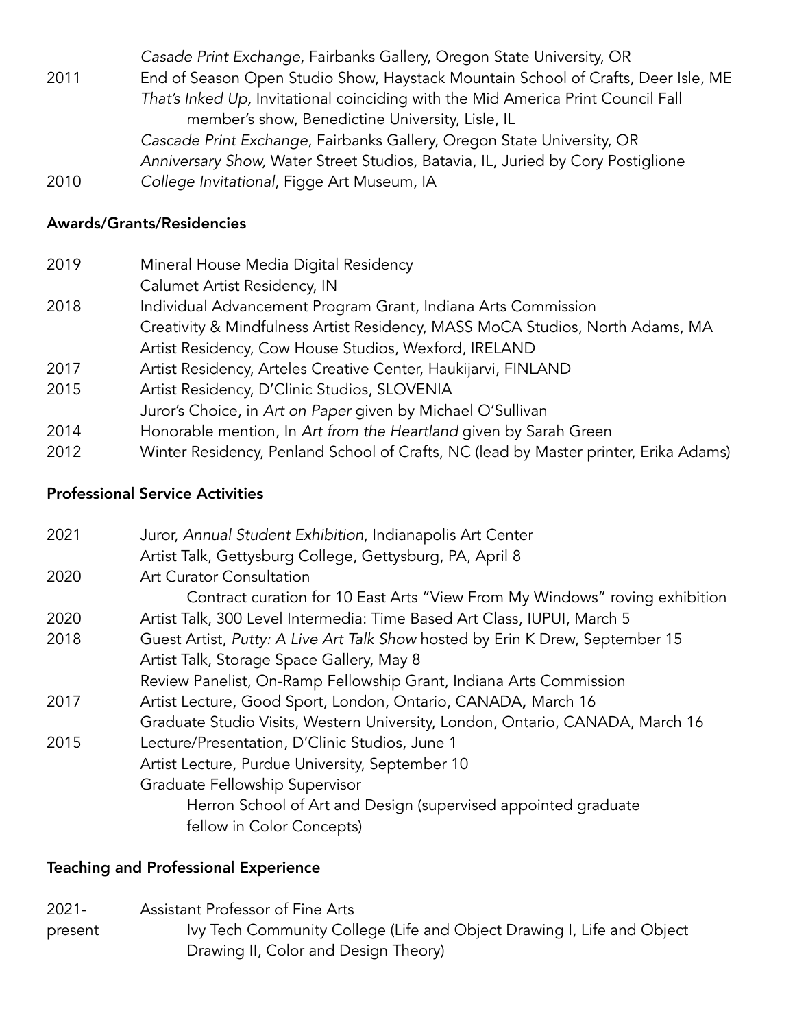| | |
|---|---|
| | *Casade Print Exchange*, Fairbanks Gallery, Oregon State University, OR |
| 2011 | End of Season Open Studio Show, Haystack Mountain School of Crafts, Deer Isle, ME |
| | *That's Inked Up,* Invitational coinciding with the Mid America Print Council Fall member's show, Benedictine University, Lisle, IL |
| | *Cascade Print Exchange*, Fairbanks Gallery, Oregon State University, OR |
| | *Anniversary Show,* Water Street Studios, Batavia, IL, Juried by Cory Postiglione |
| 2010 | *College Invitational*, Figge Art Museum, IA |

**Awards/Grants/Residencies**

| | |
|---|---|
| 2019 | Mineral House Media Digital Residency |
| | Calumet Artist Residency, IN |
| 2018 | Individual Advancement Program Grant, Indiana Arts Commission |
| | Creativity & Mindfulness Artist Residency, MASS MoCA Studios, North Adams, MA |
| | Artist Residency, Cow House Studios, Wexford, IRELAND |
| 2017 | Artist Residency, Arteles Creative Center, Haukijarvi, FINLAND |
| 2015 | Artist Residency, D'Clinic Studios, SLOVENIA |
| | Juror's Choice, in *Art on Paper* given by Michael O'Sullivan |
| 2014 | Honorable mention, In *Art from the Heartland* given by Sarah Green |
| 2012 | Winter Residency, Penland School of Crafts, NC (lead by Master printer, Erika Adams) |

**Professional Service Activities**

| | |
|---|---|
| 2021 | Juror, *Annual Student Exhibition*, Indianapolis Art Center |
| | Artist Talk, Gettysburg College, Gettysburg, PA, April 8 |
| 2020 | Art Curator Consultation |
| | Contract curation for 10 East Arts "View From My Windows" roving exhibition |
| 2020 | Artist Talk, 300 Level Intermedia: Time Based Art Class, IUPUI, March 5 |
| 2018 | Guest Artist, *Putty: A Live Art Talk Show* hosted by Erin K Drew, September 15 |
| | Artist Talk, Storage Space Gallery, May 8 |
| | Review Panelist, On-Ramp Fellowship Grant, Indiana Arts Commission |
| 2017 | Artist Lecture, Good Sport, London, Ontario, CANADA**,** March 16 |
| | Graduate Studio Visits, Western University, London, Ontario, CANADA, March 16 |
| 2015 | Lecture/Presentation, D'Clinic Studios, June 1 |
| | Artist Lecture, Purdue University, September 10 |
| | Graduate Fellowship Supervisor |
| | Herron School of Art and Design (supervised appointed graduate fellow in Color Concepts) |

**Teaching and Professional Experience**

| | |
|---|---|
| 2021-present | Assistant Professor of Fine Arts |
| | Ivy Tech Community College (Life and Object Drawing I, Life and Object Drawing II, Color and Design Theory) |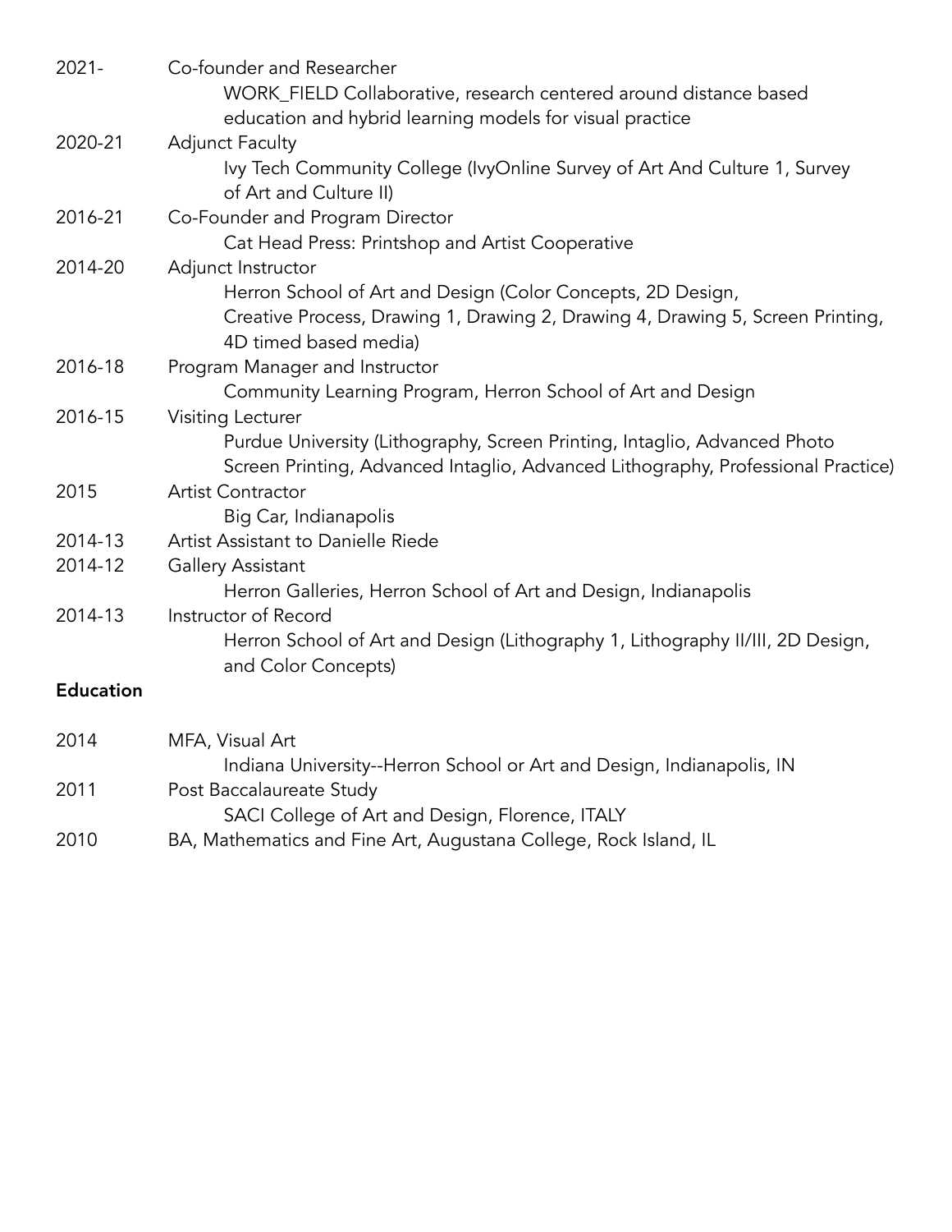2021- Co-founder and Researcher
WORK_FIELD Collaborative, research centered around distance based education and hybrid learning models for visual practice

2020-21 Adjunct Faculty
Ivy Tech Community College (IvyOnline Survey of Art And Culture 1, Survey of Art and Culture II)

2016-21 Co-Founder and Program Director
Cat Head Press: Printshop and Artist Cooperative

2014-20 Adjunct Instructor
Herron School of Art and Design (Color Concepts, 2D Design, Creative Process, Drawing 1, Drawing 2, Drawing 4, Drawing 5, Screen Printing, 4D timed based media)

2016-18 Program Manager and Instructor
Community Learning Program, Herron School of Art and Design

2016-15 Visiting Lecturer
Purdue University (Lithography, Screen Printing, Intaglio, Advanced Photo Screen Printing, Advanced Intaglio, Advanced Lithography, Professional Practice)

2015 Artist Contractor
Big Car, Indianapolis

2014-13 Artist Assistant to Danielle Riede

2014-12 Gallery Assistant
Herron Galleries, Herron School of Art and Design, Indianapolis

2014-13 Instructor of Record
Herron School of Art and Design (Lithography 1, Lithography II/III, 2D Design, and Color Concepts)

**Education**

2014 MFA, Visual Art
Indiana University--Herron School or Art and Design, Indianapolis, IN

2011 Post Baccalaureate Study
SACI College of Art and Design, Florence, ITALY

2010 BA, Mathematics and Fine Art, Augustana College, Rock Island, IL